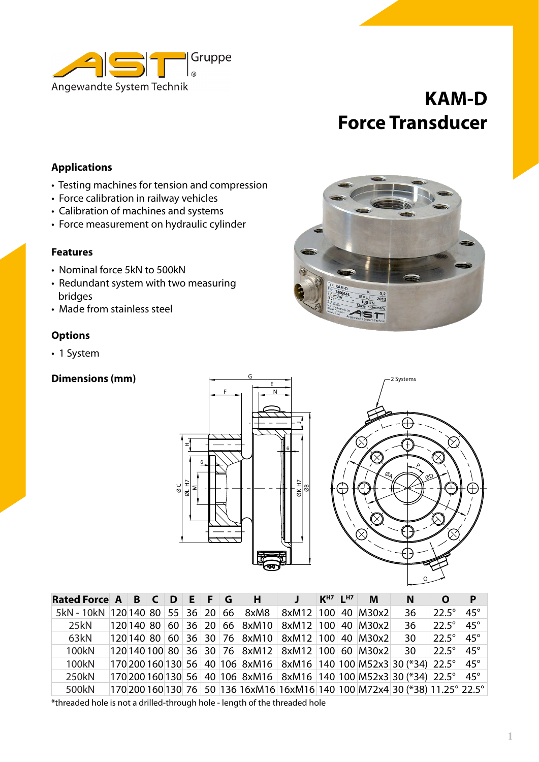AST Gruppe – Angewandte System Technik

# KAM-D Force Transducer

## Applications

- Testing machines for tension and compression
- Force calibration in railway vehicles
- Calibration of machines and systems
- Force measurement on hydraulic cylinder

## Features

- Nominal force 5kN to 500kN
- Redundant system with two measuring bridges
- Made from stainless steel

## Options

- 1 System

## Dimensions (mm)

| Rated Force | A | B | C | D | E | F | G | H | J | $K^{H7}$ | $L^{H7}$ | M | N | O | P |
|---|---|---|---|---|---|---|---|---|---|---|---|---|---|---|---|
| 5kN - 10kN | 120 | 140 | 80 | 55 | 36 | 20 | 66 | 8xM8 | 8xM12 | 100 | 40 | M30x2 | 36 | 22.5° | 45° |
| 25kN | 120 | 140 | 80 | 60 | 36 | 20 | 66 | 8xM10 | 8xM12 | 100 | 40 | M30x2 | 36 | 22.5° | 45° |
| 63kN | 120 | 140 | 80 | 60 | 36 | 30 | 76 | 8xM10 | 8xM12 | 100 | 40 | M30x2 | 30 | 22.5° | 45° |
| 100kN | 120 | 140 | 100 | 80 | 36 | 30 | 76 | 8xM12 | 8xM12 | 100 | 60 | M30x2 | 30 | 22.5° | 45° |
| 100kN | 170 | 200 | 160 | 130 | 56 | 40 | 106 | 8xM16 | 8xM16 | 140 | 100 | M52x3 | 30 (*34) | 22.5° | 45° |
| 250kN | 170 | 200 | 160 | 130 | 56 | 40 | 106 | 8xM16 | 8xM16 | 140 | 100 | M52x3 | 30 (*34) | 22.5° | 45° |
| 500kN | 170 | 200 | 160 | 130 | 76 | 50 | 136 | 16xM16 | 16xM16 | 140 | 100 | M72x4 | 30 (*38) | 11.25° | 22.5° |

*threaded hole is not a drilled-through hole - length of the threaded hole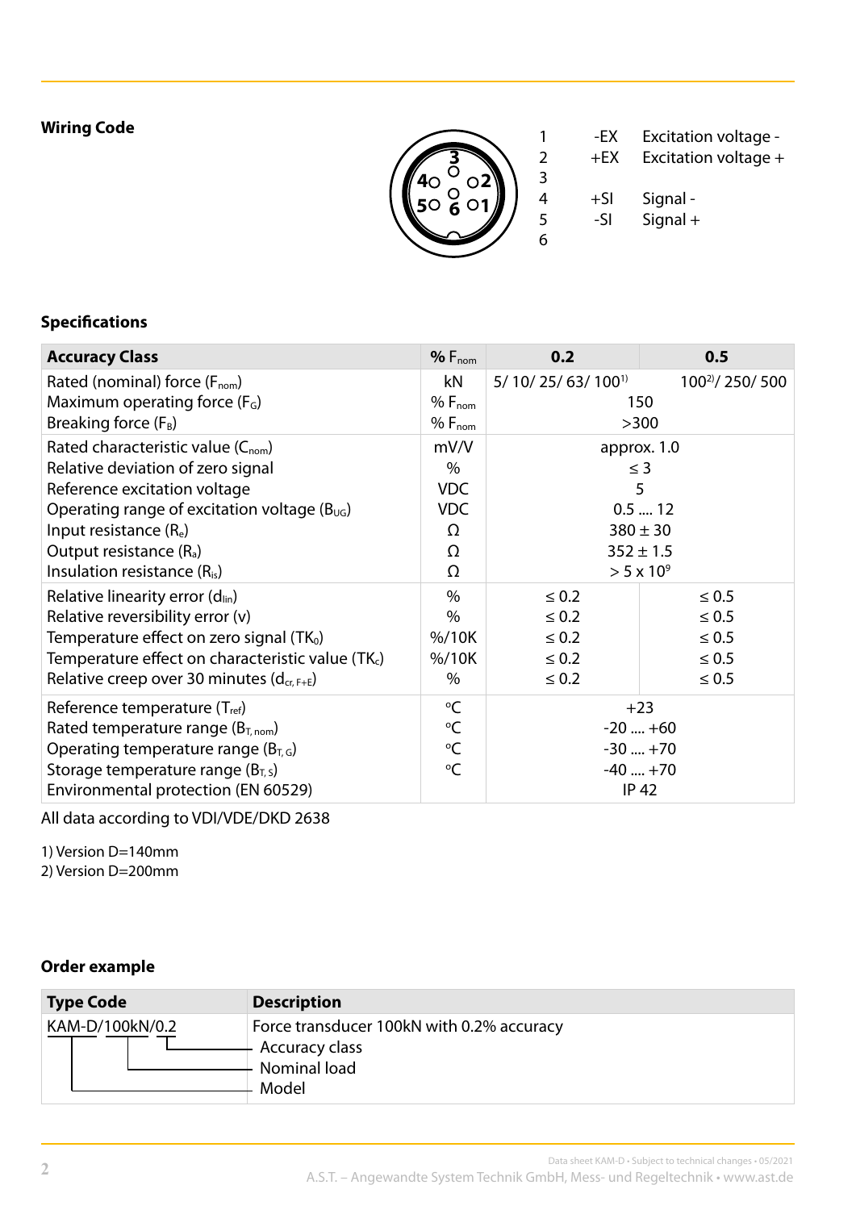**Wiring Code**

| | | |
|---|---|---|
| 1 | -EX | Excitation voltage - |
| 2 | +EX | Excitation voltage + |
| 3 | | |
| 4 | +SI | Signal - |
| 5 | -SI | Signal + |
| 6 | | |

**Specifications**

| Accuracy Class | % $F_{nom}$ | 0.2 | 0.5 |
|---|---|---|---|
| Rated (nominal) force ($F_{nom}$) | kN | 5/ 10/ 25/ 63/ 100[1] | 100[2]/ 250/ 500 |
| Maximum operating force ($F_G$) | % $F_{nom}$ | 150 | |
| Breaking force ($F_B$) | % $F_{nom}$ | >300 | |
| Rated characteristic value ($C_{nom}$) | mV/V | approx. 1.0 | |
| Relative deviation of zero signal | % | ≤ 3 | |
| Reference excitation voltage | VDC | 5 | |
| Operating range of excitation voltage ($B_{UG}$) | VDC | 0.5 .... 12 | |
| Input resistance ($R_e$) | Ω | 380 ± 30 | |
| Output resistance ($R_a$) | Ω | 352 ± 1.5 | |
| Insulation resistance ($R_{is}$) | Ω | > 5 x $10^9$ | |
| Relative linearity error ($d_{lin}$) | % | ≤ 0.2 | ≤ 0.5 |
| Relative reversibility error (v) | % | ≤ 0.2 | ≤ 0.5 |
| Temperature effect on zero signal ($TK_0$) | %/10K | ≤ 0.2 | ≤ 0.5 |
| Temperature effect on characteristic value ($TK_c$) | %/10K | ≤ 0.2 | ≤ 0.5 |
| Relative creep over 30 minutes ($d_{cr, F+E}$) | % | ≤ 0.2 | ≤ 0.5 |
| Reference temperature ($T_{ref}$) | °C | +23 | |
| Rated temperature range ($B_{T, nom}$) | °C | -20 .... +60 | |
| Operating temperature range ($B_{T, G}$) | °C | -30 .... +70 | |
| Storage temperature range ($B_{T, S}$) | °C | -40 .... +70 | |
| Environmental protection (EN 60529) | | IP 42 | |

All data according to VDI/VDE/DKD 2638

1) Version D=140mm
2) Version D=200mm

**Order example**

| Type Code | Description |
|---|---|
| KAM-D/100kN/0.2 | Force transducer 100kN with 0.2% accuracy |
| | Accuracy class |
| | Nominal load |
| | Model |